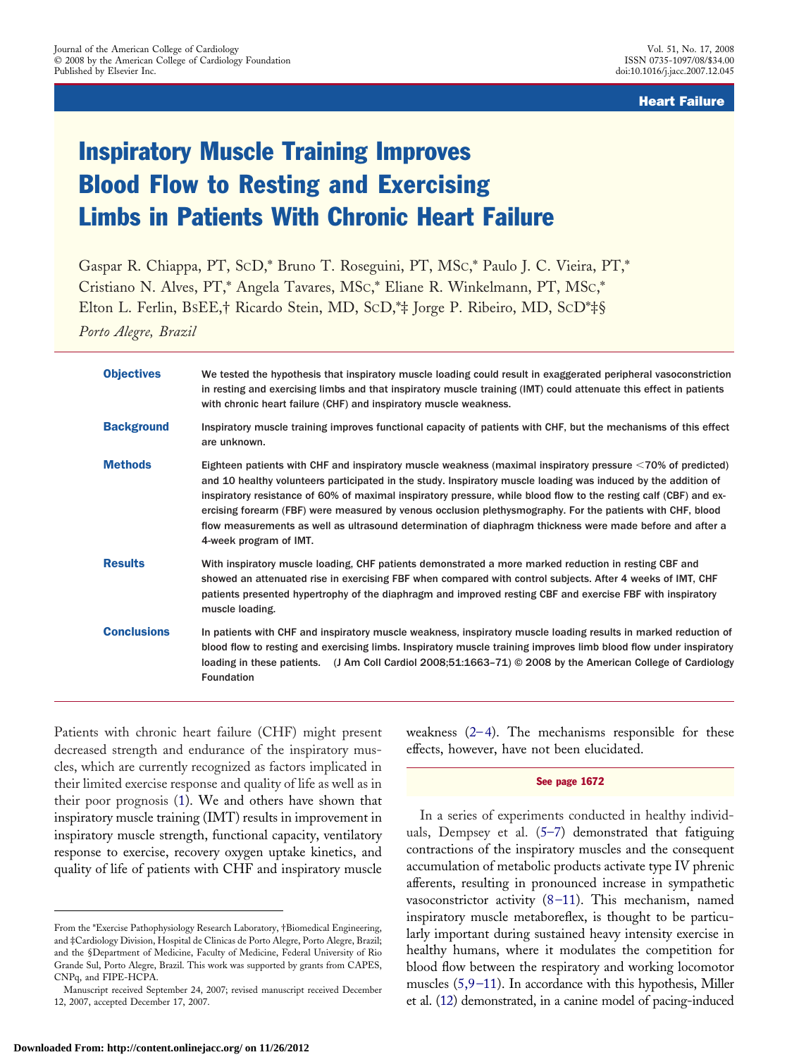Heart Failure

# Inspiratory Muscle Training Improves Blood Flow to Resting and Exercising Limbs in Patients With Chronic Heart Failure

Gaspar R. Chiappa, PT, ScD,* Bruno T. Roseguini, PT, MSc,* Paulo J. C. Vieira, PT,* Cristiano N. Alves, PT,* Angela Tavares, MSc,* Eliane R. Winkelmann, PT, MSc,* Elton L. Ferlin, BSEE,† Ricardo Stein, MD, ScD,*‡ Jorge P. Ribeiro, MD, ScD*‡§

*Porto Alegre, Brazil*

**Objectives** We tested the hypothesis that inspiratory muscle loading could result in exaggerated peripheral vasoconstriction in resting and exercising limbs and that inspiratory muscle training (IMT) could attenuate this effect in patients with chronic heart failure (CHF) and inspiratory muscle weakness.

**Background** Inspiratory muscle training improves functional capacity of patients with CHF, but the mechanisms of this effect are unknown.

**Methods** Eighteen patients with CHF and inspiratory muscle weakness (maximal inspiratory pressure <70% of predicted) and 10 healthy volunteers participated in the study. Inspiratory muscle loading was induced by the addition of inspiratory resistance of 60% of maximal inspiratory pressure, while blood flow to the resting calf (CBF) and exercising forearm (FBF) were measured by venous occlusion plethysmography. For the patients with CHF, blood flow measurements as well as ultrasound determination of diaphragm thickness were made before and after a 4-week program of IMT.

**Results** With inspiratory muscle loading, CHF patients demonstrated a more marked reduction in resting CBF and showed an attenuated rise in exercising FBF when compared with control subjects. After 4 weeks of IMT, CHF patients presented hypertrophy of the diaphragm and improved resting CBF and exercise FBF with inspiratory muscle loading.

**Conclusions** In patients with CHF and inspiratory muscle weakness, inspiratory muscle loading results in marked reduction of blood flow to resting and exercising limbs. Inspiratory muscle training improves limb blood flow under inspiratory loading in these patients. (J Am Coll Cardiol 2008;51:1663–71) © 2008 by the American College of Cardiology Foundation

Patients with chronic heart failure (CHF) might present decreased strength and endurance of the inspiratory muscles, which are currently recognized as factors implicated in their limited exercise response and quality of life as well as in their poor prognosis (1). We and others have shown that inspiratory muscle training (IMT) results in improvement in inspiratory muscle strength, functional capacity, ventilatory response to exercise, recovery oxygen uptake kinetics, and quality of life of patients with CHF and inspiratory muscle weakness (2–4). The mechanisms responsible for these effects, however, have not been elucidated.

See page 1672

In a series of experiments conducted in healthy individuals, Dempsey et al. (5–7) demonstrated that fatiguing contractions of the inspiratory muscles and the consequent accumulation of metabolic products activate type IV phrenic afferents, resulting in pronounced increase in sympathetic vasoconstrictor activity (8–11). This mechanism, named inspiratory muscle metaboreflex, is thought to be particularly important during sustained heavy intensity exercise in healthy humans, where it modulates the competition for blood flow between the respiratory and working locomotor muscles (5,9–11). In accordance with this hypothesis, Miller et al. (12) demonstrated, in a canine model of pacing-induced

From the *Exercise Pathophysiology Research Laboratory, †Biomedical Engineering, and ‡Cardiology Division, Hospital de Clinicas de Porto Alegre, Porto Alegre, Brazil; and the §Department of Medicine, Faculty of Medicine, Federal University of Rio Grande Sul, Porto Alegre, Brazil. This work was supported by grants from CAPES, CNPq, and FIPE-HCPA.

Manuscript received September 24, 2007; revised manuscript received December 12, 2007, accepted December 17, 2007.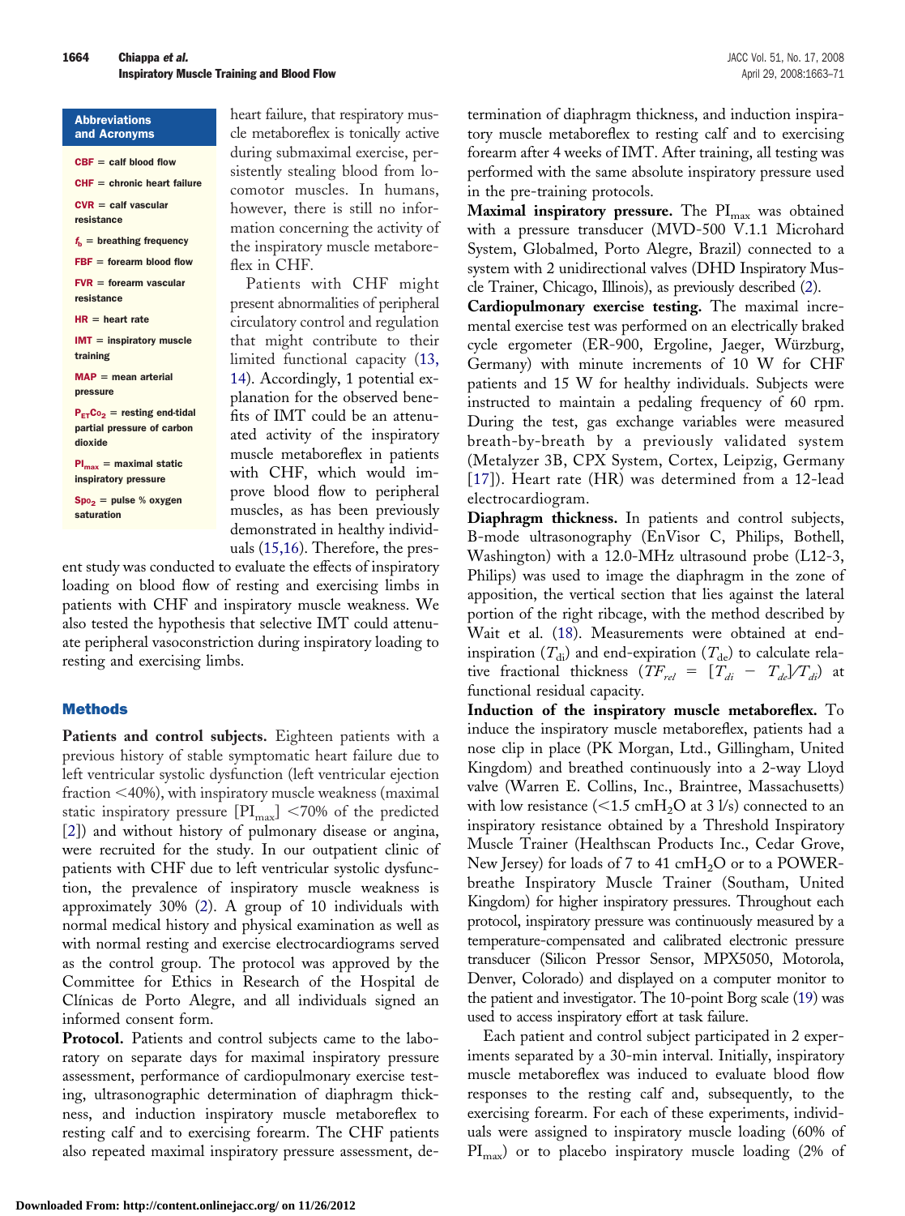**Abbreviations and Acronyms**

**CBF** = calf blood flow

**CHF** = chronic heart failure

**CVR** = calf vascular resistance

$f_b$ = breathing frequency

**FBF** = forearm blood flow

**FVR** = forearm vascular resistance

**HR** = heart rate

**IMT** = inspiratory muscle training

**MAP** = mean arterial pressure

$P_{ET}CO_2$ = resting end-tidal partial pressure of carbon dioxide

$PI_{max}$ = maximal static inspiratory pressure

$SpO_2$ = pulse % oxygen saturation

heart failure, that respiratory muscle metaboreflex is tonically active during submaximal exercise, persistently stealing blood from locomotor muscles. In humans, however, there is still no information concerning the activity of the inspiratory muscle metaboreflex in CHF.

Patients with CHF might present abnormalities of peripheral circulatory control and regulation that might contribute to their limited functional capacity (13,14). Accordingly, 1 potential explanation for the observed benefits of IMT could be an attenuated activity of the inspiratory muscle metaboreflex in patients with CHF, which would improve blood flow to peripheral muscles, as has been previously demonstrated in healthy individuals (15,16). Therefore, the present study was conducted to evaluate the effects of inspiratory loading on blood flow of resting and exercising limbs in patients with CHF and inspiratory muscle weakness. We also tested the hypothesis that selective IMT could attenuate peripheral vasoconstriction during inspiratory loading to resting and exercising limbs.

## Methods

**Patients and control subjects.** Eighteen patients with a previous history of stable symptomatic heart failure due to left ventricular systolic dysfunction (left ventricular ejection fraction <40%), with inspiratory muscle weakness (maximal static inspiratory pressure [$PI_{max}$] <70% of the predicted [2]) and without history of pulmonary disease or angina, were recruited for the study. In our outpatient clinic of patients with CHF due to left ventricular systolic dysfunction, the prevalence of inspiratory muscle weakness is approximately 30% (2). A group of 10 individuals with normal medical history and physical examination as well as with normal resting and exercise electrocardiograms served as the control group. The protocol was approved by the Committee for Ethics in Research of the Hospital de Clínicas de Porto Alegre, and all individuals signed an informed consent form.

**Protocol.** Patients and control subjects came to the laboratory on separate days for maximal inspiratory pressure assessment, performance of cardiopulmonary exercise testing, ultrasonographic determination of diaphragm thickness, and induction inspiratory muscle metaboreflex to resting calf and to exercising forearm. The CHF patients also repeated maximal inspiratory pressure assessment, determination of diaphragm thickness, and induction inspiratory muscle metaboreflex to resting calf and to exercising forearm after 4 weeks of IMT. After training, all testing was performed with the same absolute inspiratory pressure used in the pre-training protocols.

**Maximal inspiratory pressure.** The $PI_{max}$ was obtained with a pressure transducer (MVD-500 V.1.1 Microhard System, Globalmed, Porto Alegre, Brazil) connected to a system with 2 unidirectional valves (DHD Inspiratory Muscle Trainer, Chicago, Illinois), as previously described (2).

**Cardiopulmonary exercise testing.** The maximal incremental exercise test was performed on an electrically braked cycle ergometer (ER-900, Ergoline, Jaeger, Würzburg, Germany) with minute increments of 10 W for CHF patients and 15 W for healthy individuals. Subjects were instructed to maintain a pedaling frequency of 60 rpm. During the test, gas exchange variables were measured breath-by-breath by a previously validated system (Metalyzer 3B, CPX System, Cortex, Leipzig, Germany [17]). Heart rate (HR) was determined from a 12-lead electrocardiogram.

**Diaphragm thickness.** In patients and control subjects, B-mode ultrasonography (EnVisor C, Philips, Bothell, Washington) with a 12.0-MHz ultrasound probe (L12-3, Philips) was used to image the diaphragm in the zone of apposition, the vertical section that lies against the lateral portion of the right ribcage, with the method described by Wait et al. (18). Measurements were obtained at end-inspiration ($T_{di}$) and end-expiration ($T_{de}$) to calculate relative fractional thickness ($TF_{rel} = [T_{di} - T_{de}]/T_{di}$) at functional residual capacity.

**Induction of the inspiratory muscle metaboreflex.** To induce the inspiratory muscle metaboreflex, patients had a nose clip in place (PK Morgan, Ltd., Gillingham, United Kingdom) and breathed continuously into a 2-way Lloyd valve (Warren E. Collins, Inc., Braintree, Massachusetts) with low resistance (<1.5 $cmH_2O$ at 3 l/s) connected to an inspiratory resistance obtained by a Threshold Inspiratory Muscle Trainer (Healthscan Products Inc., Cedar Grove, New Jersey) for loads of 7 to 41 $cmH_2O$ or to a POWER-breathe Inspiratory Muscle Trainer (Southam, United Kingdom) for higher inspiratory pressures. Throughout each protocol, inspiratory pressure was continuously measured by a temperature-compensated and calibrated electronic pressure transducer (Silicon Pressor Sensor, MPX5050, Motorola, Denver, Colorado) and displayed on a computer monitor to the patient and investigator. The 10-point Borg scale (19) was used to access inspiratory effort at task failure.

Each patient and control subject participated in 2 experiments separated by a 30-min interval. Initially, inspiratory muscle metaboreflex was induced to evaluate blood flow responses to the resting calf and, subsequently, to the exercising forearm. For each of these experiments, individuals were assigned to inspiratory muscle loading (60% of $PI_{max}$) or to placebo inspiratory muscle loading (2% of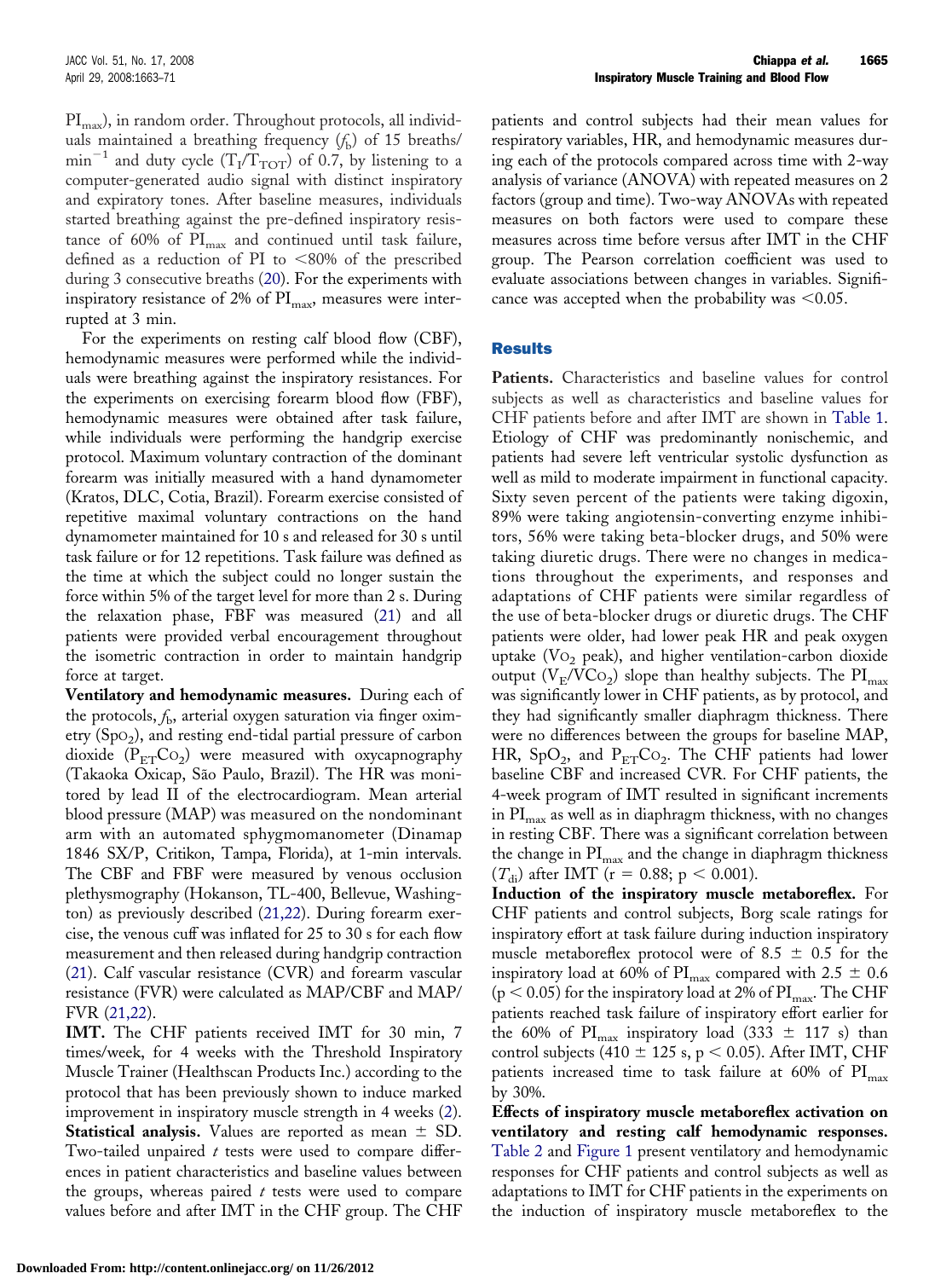$PI_{max}$), in random order. Throughout protocols, all individuals maintained a breathing frequency ($f_b$) of 15 breaths/min$^{-1}$ and duty cycle ($T_I/T_{TOT}$) of 0.7, by listening to a computer-generated audio signal with distinct inspiratory and expiratory tones. After baseline measures, individuals started breathing against the pre-defined inspiratory resistance of 60% of $PI_{max}$ and continued until task failure, defined as a reduction of PI to <80% of the prescribed during 3 consecutive breaths (20). For the experiments with inspiratory resistance of 2% of $PI_{max}$, measures were interrupted at 3 min.

For the experiments on resting calf blood flow (CBF), hemodynamic measures were performed while the individuals were breathing against the inspiratory resistances. For the experiments on exercising forearm blood flow (FBF), hemodynamic measures were obtained after task failure, while individuals were performing the handgrip exercise protocol. Maximum voluntary contraction of the dominant forearm was initially measured with a hand dynamometer (Kratos, DLC, Cotia, Brazil). Forearm exercise consisted of repetitive maximal voluntary contractions on the hand dynamometer maintained for 10 s and released for 30 s until task failure or for 12 repetitions. Task failure was defined as the time at which the subject could no longer sustain the force within 5% of the target level for more than 2 s. During the relaxation phase, FBF was measured (21) and all patients were provided verbal encouragement throughout the isometric contraction in order to maintain handgrip force at target.

**Ventilatory and hemodynamic measures.** During each of the protocols, $f_b$, arterial oxygen saturation via finger oximetry ($SpO_2$), and resting end-tidal partial pressure of carbon dioxide ($P_{ET}CO_2$) were measured with oxycapnography (Takaoka Oxicap, São Paulo, Brazil). The HR was monitored by lead II of the electrocardiogram. Mean arterial blood pressure (MAP) was measured on the nondominant arm with an automated sphygmomanometer (Dinamap 1846 SX/P, Critikon, Tampa, Florida), at 1-min intervals. The CBF and FBF were measured by venous occlusion plethysmography (Hokanson, TL-400, Bellevue, Washington) as previously described (21,22). During forearm exercise, the venous cuff was inflated for 25 to 30 s for each flow measurement and then released during handgrip contraction (21). Calf vascular resistance (CVR) and forearm vascular resistance (FVR) were calculated as MAP/CBF and MAP/FVR (21,22).

**IMT.** The CHF patients received IMT for 30 min, 7 times/week, for 4 weeks with the Threshold Inspiratory Muscle Trainer (Healthscan Products Inc.) according to the protocol that has been previously shown to induce marked improvement in inspiratory muscle strength in 4 weeks (2).

**Statistical analysis.** Values are reported as mean ± SD. Two-tailed unpaired *t* tests were used to compare differences in patient characteristics and baseline values between the groups, whereas paired *t* tests were used to compare values before and after IMT in the CHF group. The CHF patients and control subjects had their mean values for respiratory variables, HR, and hemodynamic measures during each of the protocols compared across time with 2-way analysis of variance (ANOVA) with repeated measures on 2 factors (group and time). Two-way ANOVAs with repeated measures on both factors were used to compare these measures across time before versus after IMT in the CHF group. The Pearson correlation coefficient was used to evaluate associations between changes in variables. Significance was accepted when the probability was <0.05.

## Results

**Patients.** Characteristics and baseline values for control subjects as well as characteristics and baseline values for CHF patients before and after IMT are shown in Table 1. Etiology of CHF was predominantly nonischemic, and patients had severe left ventricular systolic dysfunction as well as mild to moderate impairment in functional capacity. Sixty seven percent of the patients were taking digoxin, 89% were taking angiotensin-converting enzyme inhibitors, 56% were taking beta-blocker drugs, and 50% were taking diuretic drugs. There were no changes in medications throughout the experiments, and responses and adaptations of CHF patients were similar regardless of the use of beta-blocker drugs or diuretic drugs. The CHF patients were older, had lower peak HR and peak oxygen uptake ($VO_2$ peak), and higher ventilation-carbon dioxide output ($V_E/VCO_2$) slope than healthy subjects. The $PI_{max}$ was significantly lower in CHF patients, as by protocol, and they had significantly smaller diaphragm thickness. There were no differences between the groups for baseline MAP, HR, $SpO_2$, and $P_{ET}CO_2$. The CHF patients had lower baseline CBF and increased CVR. For CHF patients, the 4-week program of IMT resulted in significant increments in $PI_{max}$ as well as in diaphragm thickness, with no changes in resting CBF. There was a significant correlation between the change in $PI_{max}$ and the change in diaphragm thickness ($T_{di}$) after IMT ($r = 0.88$; $p < 0.001$).

**Induction of the inspiratory muscle metaboreflex.** For CHF patients and control subjects, Borg scale ratings for inspiratory effort at task failure during induction inspiratory muscle metaboreflex protocol were of 8.5 ± 0.5 for the inspiratory load at 60% of $PI_{max}$ compared with 2.5 ± 0.6 ($p < 0.05$) for the inspiratory load at 2% of $PI_{max}$. The CHF patients reached task failure of inspiratory effort earlier for the 60% of $PI_{max}$ inspiratory load (333 ± 117 s) than control subjects (410 ± 125 s, $p < 0.05$). After IMT, CHF patients increased time to task failure at 60% of $PI_{max}$ by 30%.

**Effects of inspiratory muscle metaboreflex activation on ventilatory and resting calf hemodynamic responses.** Table 2 and Figure 1 present ventilatory and hemodynamic responses for CHF patients and control subjects as well as adaptations to IMT for CHF patients in the experiments on the induction of inspiratory muscle metaboreflex to the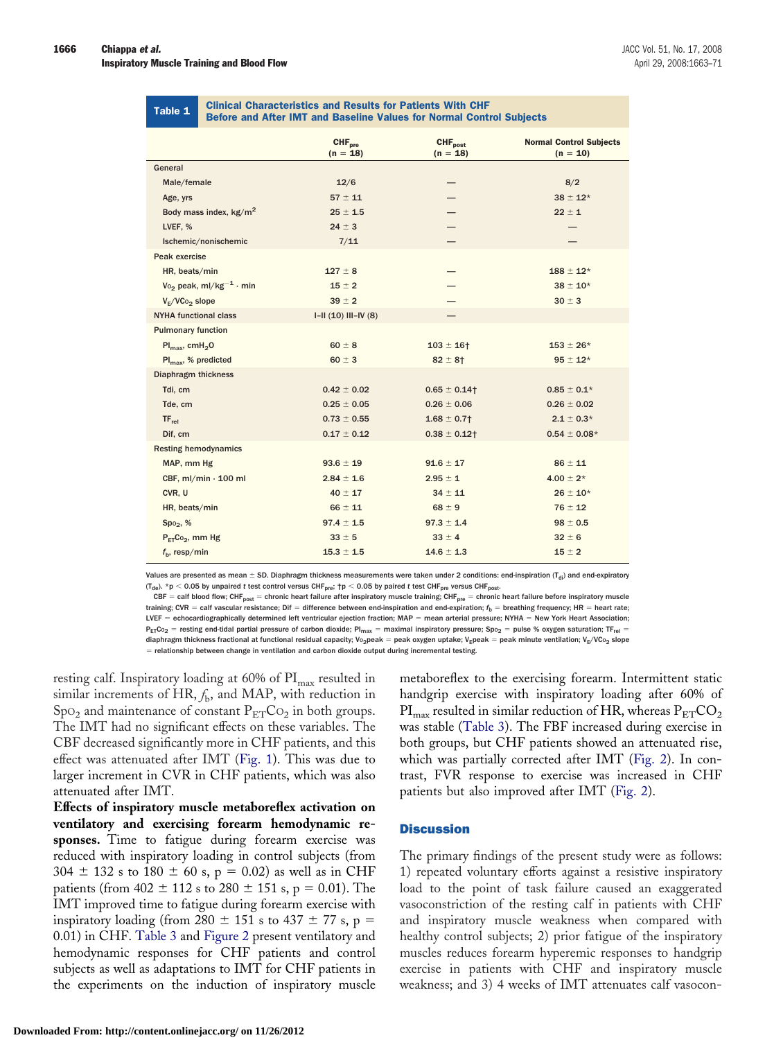**Table 1 Clinical Characteristics and Results for Patients With CHF Before and After IMT and Baseline Values for Normal Control Subjects**

| | $CHF_{pre}$ (n = 18) | $CHF_{post}$ (n = 18) | Normal Control Subjects (n = 10) |
|---|---|---|---|
| General | | | |
| Male/female | 12/6 | — | 8/2 |
| Age, yrs | 57 ± 11 | — | 38 ± 12* |
| Body mass index, kg/m$^2$ | 25 ± 1.5 | — | 22 ± 1 |
| LVEF, % | 24 ± 3 | — | — |
| Ischemic/nonischemic | 7/11 | — | — |
| Peak exercise | | | |
| HR, beats/min | 127 ± 8 | — | 188 ± 12* |
| $Vo_2$ peak, ml/kg$^{-1}$ · min | 15 ± 2 | — | 38 ± 10* |
| $V_E/VCo_2$ slope | 39 ± 2 | — | 30 ± 3 |
| NYHA functional class | I–II (10) III–IV (8) | — | |
| Pulmonary function | | | |
| $PI_{max}$, $cmH_2O$ | 60 ± 8 | 103 ± 16† | 153 ± 26* |
| $PI_{max}$, % predicted | 60 ± 3 | 82 ± 8† | 95 ± 12* |
| Diaphragm thickness | | | |
| Tdi, cm | 0.42 ± 0.02 | 0.65 ± 0.14† | 0.85 ± 0.1* |
| Tde, cm | 0.25 ± 0.05 | 0.26 ± 0.06 | 0.26 ± 0.02 |
| $TF_{rel}$ | 0.73 ± 0.55 | 1.68 ± 0.7† | 2.1 ± 0.3* |
| Dif, cm | 0.17 ± 0.12 | 0.38 ± 0.12† | 0.54 ± 0.08* |
| Resting hemodynamics | | | |
| MAP, mm Hg | 93.6 ± 19 | 91.6 ± 17 | 86 ± 11 |
| CBF, ml/min · 100 ml | 2.84 ± 1.6 | 2.95 ± 1 | 4.00 ± 2* |
| CVR, U | 40 ± 17 | 34 ± 11 | 26 ± 10* |
| HR, beats/min | 66 ± 11 | 68 ± 9 | 76 ± 12 |
| $Spo_2$, % | 97.4 ± 1.5 | 97.3 ± 1.4 | 98 ± 0.5 |
| $P_{ET}Co_2$, mm Hg | 33 ± 5 | 33 ± 4 | 32 ± 6 |
| $f_b$, resp/min | 15.3 ± 1.5 | 14.6 ± 1.3 | 15 ± 2 |

Values are presented as mean ± SD. Diaphragm thickness measurements were taken under 2 conditions: end-inspiration ($T_{di}$) and end-expiratory ($T_{de}$). *$p < 0.05$ by unpaired t test control versus $CHF_{pre}$; †$p < 0.05$ by paired t test $CHF_{pre}$ versus $CHF_{post}$.

CBF = calf blood flow; $CHF_{post}$ = chronic heart failure after inspiratory muscle training; $CHF_{pre}$ = chronic heart failure before inspiratory muscle training; CVR = calf vascular resistance; Dif = difference between end-inspiration and end-expiration; $f_b$ = breathing frequency; HR = heart rate; LVEF = echocardiographically determined left ventricular ejection fraction; MAP = mean arterial pressure; NYHA = New York Heart Association; $P_{ET}Co_2$ = resting end-tidal partial pressure of carbon dioxide; $PI_{max}$ = maximal inspiratory pressure; $Spo_2$ = pulse % oxygen saturation; $TF_{rel}$ = diaphragm thickness fractional at functional residual capacity; $Vo_2$peak = peak oxygen uptake; $V_E$peak = peak minute ventilation; $V_E/VCo_2$ slope = relationship between change in ventilation and carbon dioxide output during incremental testing.

resting calf. Inspiratory loading at 60% of $PI_{max}$ resulted in similar increments of HR, $f_b$, and MAP, with reduction in $Spo_2$ and maintenance of constant $P_{ET}Co_2$ in both groups. The IMT had no significant effects on these variables. The CBF decreased significantly more in CHF patients, and this effect was attenuated after IMT (Fig. 1). This was due to larger increment in CVR in CHF patients, which was also attenuated after IMT.

**Effects of inspiratory muscle metaboreflex activation on ventilatory and exercising forearm hemodynamic responses.** Time to fatigue during forearm exercise was reduced with inspiratory loading in control subjects (from 304 ± 132 s to 180 ± 60 s, $p = 0.02$) as well as in CHF patients (from 402 ± 112 s to 280 ± 151 s, $p = 0.01$). The IMT improved time to fatigue during forearm exercise with inspiratory loading (from 280 ± 151 s to 437 ± 77 s, $p = 0.01$) in CHF. Table 3 and Figure 2 present ventilatory and hemodynamic responses for CHF patients and control subjects as well as adaptations to IMT for CHF patients in the experiments on the induction of inspiratory muscle metaboreflex to the exercising forearm. Intermittent static handgrip exercise with inspiratory loading after 60% of $PI_{max}$ resulted in similar reduction of HR, whereas $P_{ET}CO_2$ was stable (Table 3). The FBF increased during exercise in both groups, but CHF patients showed an attenuated rise, which was partially corrected after IMT (Fig. 2). In contrast, FVR response to exercise was increased in CHF patients but also improved after IMT (Fig. 2).

## Discussion

The primary findings of the present study were as follows: 1) repeated voluntary efforts against a resistive inspiratory load to the point of task failure caused an exaggerated vasoconstriction of the resting calf in patients with CHF and inspiratory muscle weakness when compared with healthy control subjects; 2) prior fatigue of the inspiratory muscles reduces forearm hyperemic responses to handgrip exercise in patients with CHF and inspiratory muscle weakness; and 3) 4 weeks of IMT attenuates calf vasocon-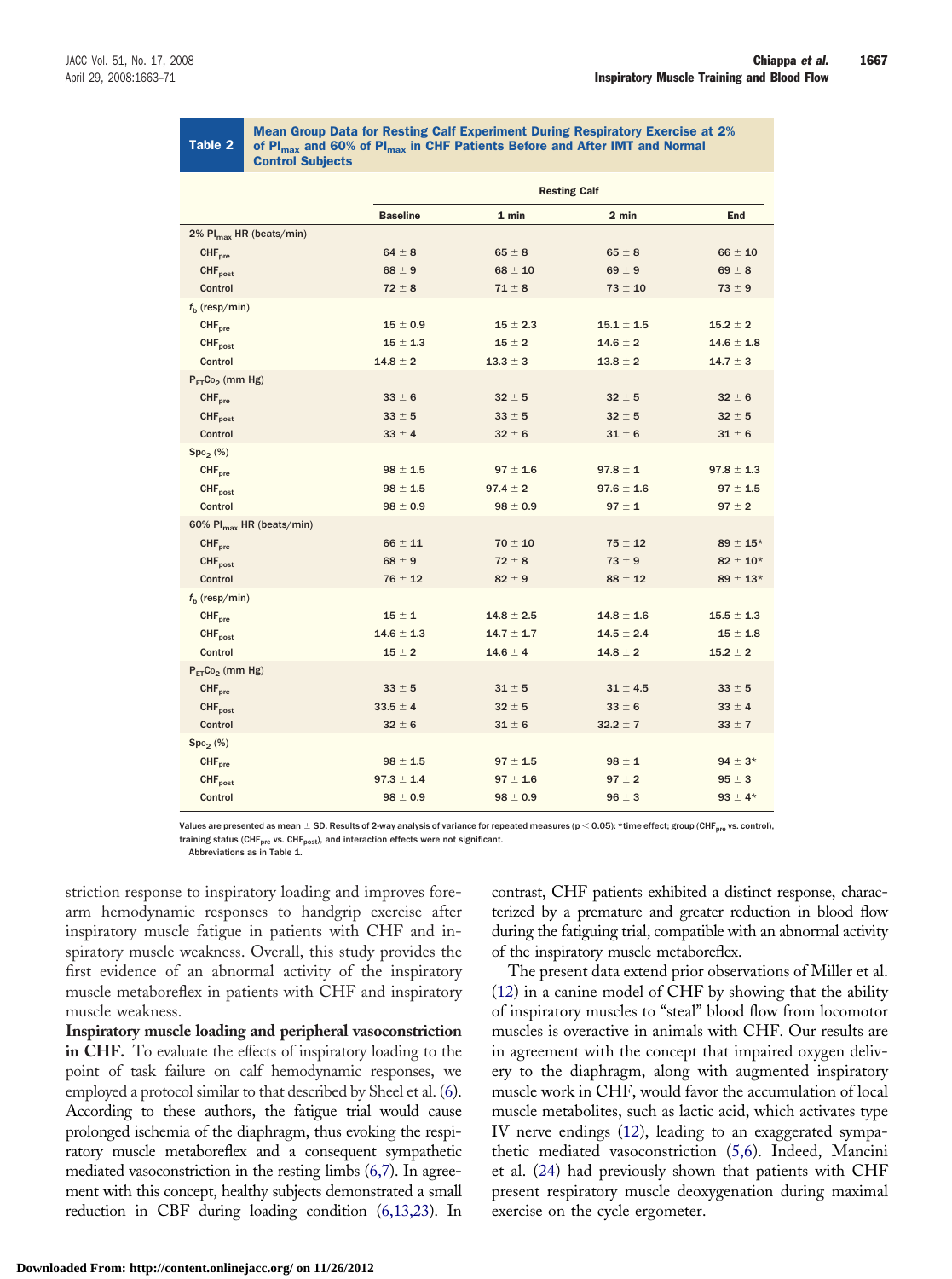**Table 2** Mean Group Data for Resting Calf Experiment During Respiratory Exercise at 2% of $PI_{max}$ and 60% of $PI_{max}$ in CHF Patients Before and After IMT and Normal Control Subjects

| | Resting Calf | | | |
|---|---|---|---|---|
| | Baseline | 1 min | 2 min | End |
| 2% $PI_{max}$ HR (beats/min) | | | | |
| $CHF_{pre}$ | 64 ± 8 | 65 ± 8 | 65 ± 8 | 66 ± 10 |
| $CHF_{post}$ | 68 ± 9 | 68 ± 10 | 69 ± 9 | 69 ± 8 |
| Control | 72 ± 8 | 71 ± 8 | 73 ± 10 | 73 ± 9 |
| $f_b$ (resp/min) | | | | |
| $CHF_{pre}$ | 15 ± 0.9 | 15 ± 2.3 | 15.1 ± 1.5 | 15.2 ± 2 |
| $CHF_{post}$ | 15 ± 1.3 | 15 ± 2 | 14.6 ± 2 | 14.6 ± 1.8 |
| Control | 14.8 ± 2 | 13.3 ± 3 | 13.8 ± 2 | 14.7 ± 3 |
| $P_{ET}CO_2$ (mm Hg) | | | | |
| $CHF_{pre}$ | 33 ± 6 | 32 ± 5 | 32 ± 5 | 32 ± 6 |
| $CHF_{post}$ | 33 ± 5 | 33 ± 5 | 32 ± 5 | 32 ± 5 |
| Control | 33 ± 4 | 32 ± 6 | 31 ± 6 | 31 ± 6 |
| $SpO_2$ (%) | | | | |
| $CHF_{pre}$ | 98 ± 1.5 | 97 ± 1.6 | 97.8 ± 1 | 97.8 ± 1.3 |
| $CHF_{post}$ | 98 ± 1.5 | 97.4 ± 2 | 97.6 ± 1.6 | 97 ± 1.5 |
| Control | 98 ± 0.9 | 98 ± 0.9 | 97 ± 1 | 97 ± 2 |
| 60% $PI_{max}$ HR (beats/min) | | | | |
| $CHF_{pre}$ | 66 ± 11 | 70 ± 10 | 75 ± 12 | 89 ± 15* |
| $CHF_{post}$ | 68 ± 9 | 72 ± 8 | 73 ± 9 | 82 ± 10* |
| Control | 76 ± 12 | 82 ± 9 | 88 ± 12 | 89 ± 13* |
| $f_b$ (resp/min) | | | | |
| $CHF_{pre}$ | 15 ± 1 | 14.8 ± 2.5 | 14.8 ± 1.6 | 15.5 ± 1.3 |
| $CHF_{post}$ | 14.6 ± 1.3 | 14.7 ± 1.7 | 14.5 ± 2.4 | 15 ± 1.8 |
| Control | 15 ± 2 | 14.6 ± 4 | 14.8 ± 2 | 15.2 ± 2 |
| $P_{ET}CO_2$ (mm Hg) | | | | |
| $CHF_{pre}$ | 33 ± 5 | 31 ± 5 | 31 ± 4.5 | 33 ± 5 |
| $CHF_{post}$ | 33.5 ± 4 | 32 ± 5 | 33 ± 6 | 33 ± 4 |
| Control | 32 ± 6 | 31 ± 6 | 32.2 ± 7 | 33 ± 7 |
| $SpO_2$ (%) | | | | |
| $CHF_{pre}$ | 98 ± 1.5 | 97 ± 1.5 | 98 ± 1 | 94 ± 3* |
| $CHF_{post}$ | 97.3 ± 1.4 | 97 ± 1.6 | 97 ± 2 | 95 ± 3 |
| Control | 98 ± 0.9 | 98 ± 0.9 | 96 ± 3 | 93 ± 4* |

Values are presented as mean ± SD. Results of 2-way analysis of variance for repeated measures ($p < 0.05$): *time effect; group ($CHF_{pre}$ vs. control), training status ($CHF_{pre}$ vs. $CHF_{post}$), and interaction effects were not significant.
Abbreviations as in Table 1.

striction response to inspiratory loading and improves forearm hemodynamic responses to handgrip exercise after inspiratory muscle fatigue in patients with CHF and inspiratory muscle weakness. Overall, this study provides the first evidence of an abnormal activity of the inspiratory muscle metaboreflex in patients with CHF and inspiratory muscle weakness.

**Inspiratory muscle loading and peripheral vasoconstriction in CHF.** To evaluate the effects of inspiratory loading to the point of task failure on calf hemodynamic responses, we employed a protocol similar to that described by Sheel et al. (6). According to these authors, the fatigue trial would cause prolonged ischemia of the diaphragm, thus evoking the respiratory muscle metaboreflex and a consequent sympathetic mediated vasoconstriction in the resting limbs (6,7). In agreement with this concept, healthy subjects demonstrated a small reduction in CBF during loading condition (6,13,23). In contrast, CHF patients exhibited a distinct response, characterized by a premature and greater reduction in blood flow during the fatiguing trial, compatible with an abnormal activity of the inspiratory muscle metaboreflex.

The present data extend prior observations of Miller et al. (12) in a canine model of CHF by showing that the ability of inspiratory muscles to "steal" blood flow from locomotor muscles is overactive in animals with CHF. Our results are in agreement with the concept that impaired oxygen delivery to the diaphragm, along with augmented inspiratory muscle work in CHF, would favor the accumulation of local muscle metabolites, such as lactic acid, which activates type IV nerve endings (12), leading to an exaggerated sympathetic mediated vasoconstriction (5,6). Indeed, Mancini et al. (24) had previously shown that patients with CHF present respiratory muscle deoxygenation during maximal exercise on the cycle ergometer.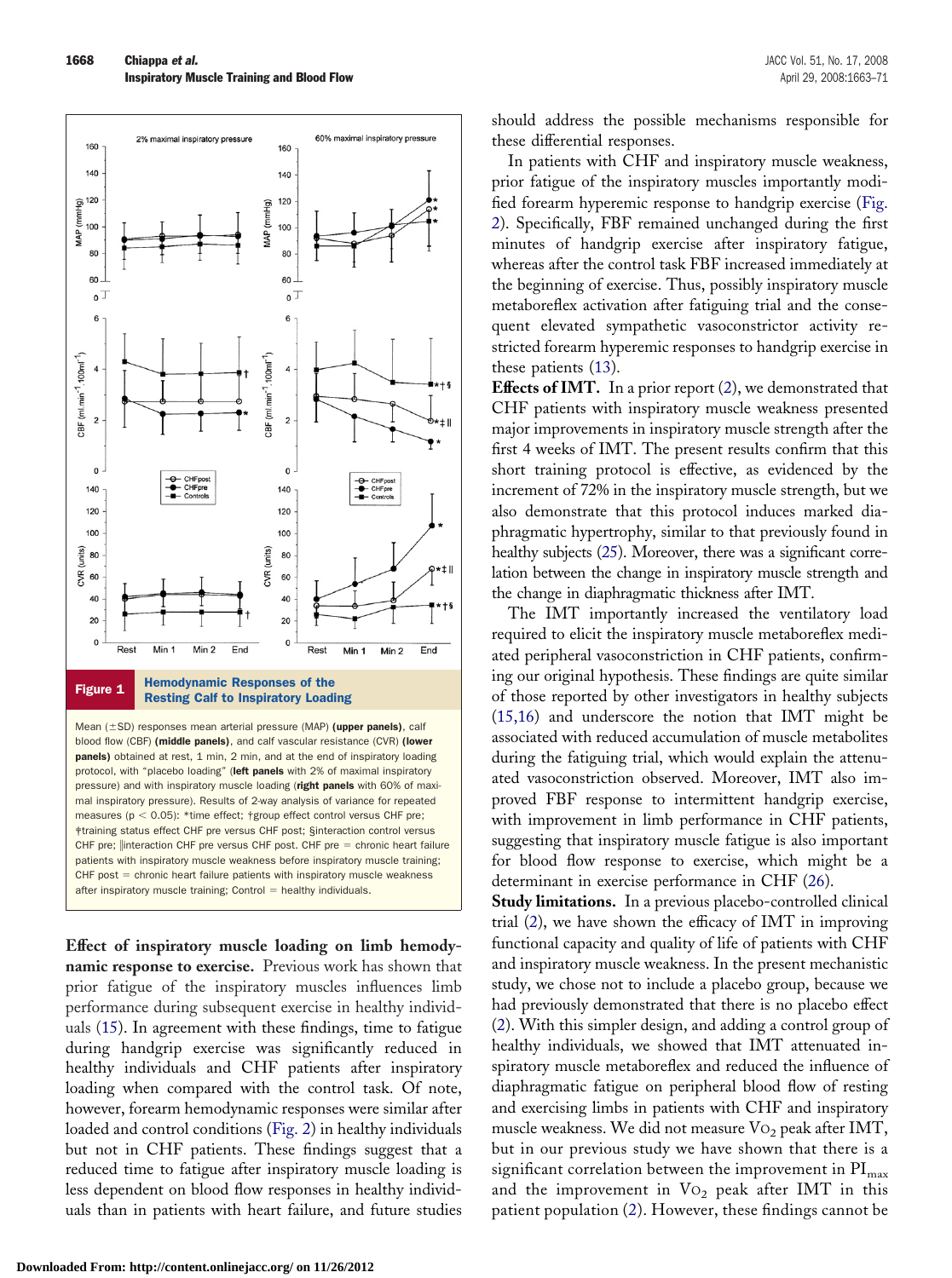**Figure 1** Hemodynamic Responses of the Resting Calf to Inspiratory Loading

Mean (±SD) responses mean arterial pressure (MAP) **(upper panels)**, calf blood flow (CBF) **(middle panels)**, and calf vascular resistance (CVR) **(lower panels)** obtained at rest, 1 min, 2 min, and at the end of inspiratory loading protocol, with "placebo loading" (**left panels** with 2% of maximal inspiratory pressure) and with inspiratory muscle loading (**right panels** with 60% of maximal inspiratory pressure). Results of 2-way analysis of variance for repeated measures ($p < 0.05$): *time effect; †group effect control versus CHF pre; ‡training status effect CHF pre versus CHF post; §interaction control versus CHF pre; ‖interaction CHF pre versus CHF post. CHF pre = chronic heart failure patients with inspiratory muscle weakness before inspiratory muscle training; CHF post = chronic heart failure patients with inspiratory muscle weakness after inspiratory muscle training; Control = healthy individuals.

**Effect of inspiratory muscle loading on limb hemodynamic response to exercise.** Previous work has shown that prior fatigue of the inspiratory muscles influences limb performance during subsequent exercise in healthy individuals (15). In agreement with these findings, time to fatigue during handgrip exercise was significantly reduced in healthy individuals and CHF patients after inspiratory loading when compared with the control task. Of note, however, forearm hemodynamic responses were similar after loaded and control conditions (Fig. 2) in healthy individuals but not in CHF patients. These findings suggest that a reduced time to fatigue after inspiratory muscle loading is less dependent on blood flow responses in healthy individuals than in patients with heart failure, and future studies should address the possible mechanisms responsible for these differential responses.

In patients with CHF and inspiratory muscle weakness, prior fatigue of the inspiratory muscles importantly modified forearm hyperemic response to handgrip exercise (Fig. 2). Specifically, FBF remained unchanged during the first minutes of handgrip exercise after inspiratory fatigue, whereas after the control task FBF increased immediately at the beginning of exercise. Thus, possibly inspiratory muscle metaboreflex activation after fatiguing trial and the consequent elevated sympathetic vasoconstrictor activity restricted forearm hyperemic responses to handgrip exercise in these patients (13).

**Effects of IMT.** In a prior report (2), we demonstrated that CHF patients with inspiratory muscle weakness presented major improvements in inspiratory muscle strength after the first 4 weeks of IMT. The present results confirm that this short training protocol is effective, as evidenced by the increment of 72% in the inspiratory muscle strength, but we also demonstrate that this protocol induces marked diaphragmatic hypertrophy, similar to that previously found in healthy subjects (25). Moreover, there was a significant correlation between the change in inspiratory muscle strength and the change in diaphragmatic thickness after IMT.

The IMT importantly increased the ventilatory load required to elicit the inspiratory muscle metaboreflex mediated peripheral vasoconstriction in CHF patients, confirming our original hypothesis. These findings are quite similar of those reported by other investigators in healthy subjects (15,16) and underscore the notion that IMT might be associated with reduced accumulation of muscle metabolites during the fatiguing trial, which would explain the attenuated vasoconstriction observed. Moreover, IMT also improved FBF response to intermittent handgrip exercise, with improvement in limb performance in CHF patients, suggesting that inspiratory muscle fatigue is also important for blood flow response to exercise, which might be a determinant in exercise performance in CHF (26).

**Study limitations.** In a previous placebo-controlled clinical trial (2), we have shown the efficacy of IMT in improving functional capacity and quality of life of patients with CHF and inspiratory muscle weakness. In the present mechanistic study, we chose not to include a placebo group, because we had previously demonstrated that there is no placebo effect (2). With this simpler design, and adding a control group of healthy individuals, we showed that IMT attenuated inspiratory muscle metaboreflex and reduced the influence of diaphragmatic fatigue on peripheral blood flow of resting and exercising limbs in patients with CHF and inspiratory muscle weakness. We did not measure $\dot{V}O_2$ peak after IMT, but in our previous study we have shown that there is a significant correlation between the improvement in $PI_{max}$ and the improvement in $\dot{V}O_2$ peak after IMT in this patient population (2). However, these findings cannot be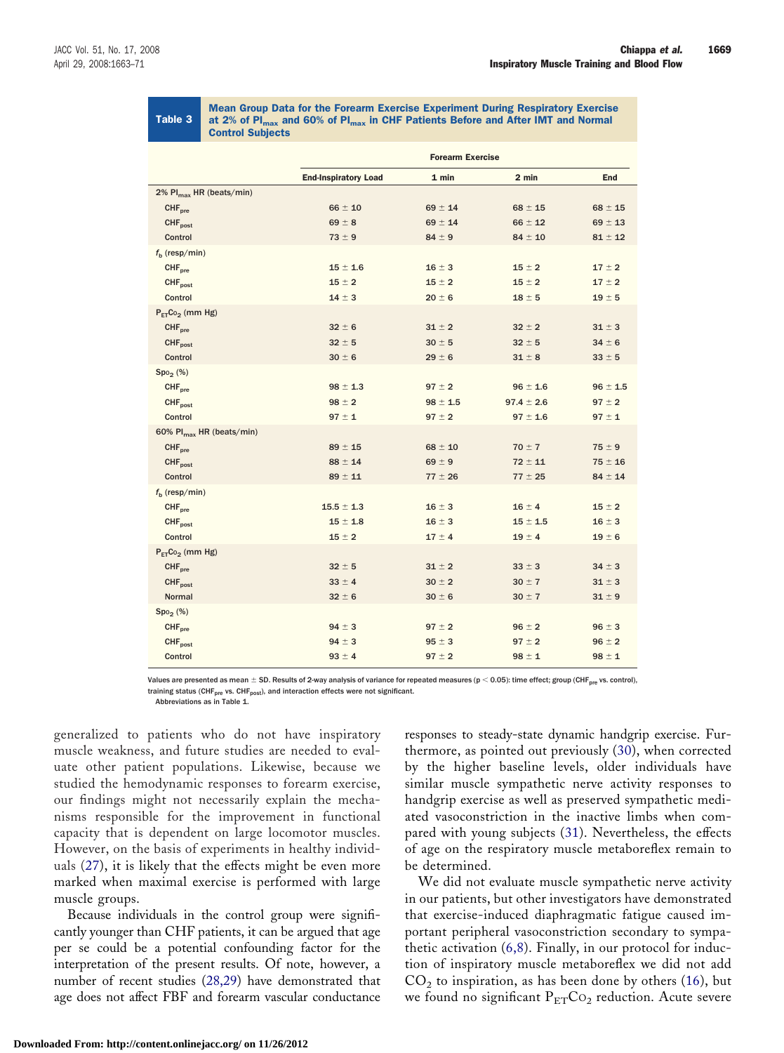**Table 3** Mean Group Data for the Forearm Exercise Experiment During Respiratory Exercise at 2% of $PI_{max}$ and 60% of $PI_{max}$ in CHF Patients Before and After IMT and Normal Control Subjects

| | End-Inspiratory Load | Forearm Exercise 1 min | 2 min | End |
|---|---|---|---|---|
| **2% $PI_{max}$ HR (beats/min)** | | | | |
| $CHF_{pre}$ | 66 ± 10 | 69 ± 14 | 68 ± 15 | 68 ± 15 |
| $CHF_{post}$ | 69 ± 8 | 69 ± 14 | 66 ± 12 | 69 ± 13 |
| Control | 73 ± 9 | 84 ± 9 | 84 ± 10 | 81 ± 12 |
| **$f_b$ (resp/min)** | | | | |
| $CHF_{pre}$ | 15 ± 1.6 | 16 ± 3 | 15 ± 2 | 17 ± 2 |
| $CHF_{post}$ | 15 ± 2 | 15 ± 2 | 15 ± 2 | 17 ± 2 |
| Control | 14 ± 3 | 20 ± 6 | 18 ± 5 | 19 ± 5 |
| **$P_{ET}CO_2$ (mm Hg)** | | | | |
| $CHF_{pre}$ | 32 ± 6 | 31 ± 2 | 32 ± 2 | 31 ± 3 |
| $CHF_{post}$ | 32 ± 5 | 30 ± 5 | 32 ± 5 | 34 ± 6 |
| Control | 30 ± 6 | 29 ± 6 | 31 ± 8 | 33 ± 5 |
| **$SpO_2$ (%)** | | | | |
| $CHF_{pre}$ | 98 ± 1.3 | 97 ± 2 | 96 ± 1.6 | 96 ± 1.5 |
| $CHF_{post}$ | 98 ± 2 | 98 ± 1.5 | 97.4 ± 2.6 | 97 ± 2 |
| Control | 97 ± 1 | 97 ± 2 | 97 ± 1.6 | 97 ± 1 |
| **60% $PI_{max}$ HR (beats/min)** | | | | |
| $CHF_{pre}$ | 89 ± 15 | 68 ± 10 | 70 ± 7 | 75 ± 9 |
| $CHF_{post}$ | 88 ± 14 | 69 ± 9 | 72 ± 11 | 75 ± 16 |
| Control | 89 ± 11 | 77 ± 26 | 77 ± 25 | 84 ± 14 |
| **$f_b$ (resp/min)** | | | | |
| $CHF_{pre}$ | 15.5 ± 1.3 | 16 ± 3 | 16 ± 4 | 15 ± 2 |
| $CHF_{post}$ | 15 ± 1.8 | 16 ± 3 | 15 ± 1.5 | 16 ± 3 |
| Control | 15 ± 2 | 17 ± 4 | 19 ± 4 | 19 ± 6 |
| **$P_{ET}CO_2$ (mm Hg)** | | | | |
| $CHF_{pre}$ | 32 ± 5 | 31 ± 2 | 33 ± 3 | 34 ± 3 |
| $CHF_{post}$ | 33 ± 4 | 30 ± 2 | 30 ± 7 | 31 ± 3 |
| Normal | 32 ± 6 | 30 ± 6 | 30 ± 7 | 31 ± 9 |
| **$SpO_2$ (%)** | | | | |
| $CHF_{pre}$ | 94 ± 3 | 97 ± 2 | 96 ± 2 | 96 ± 3 |
| $CHF_{post}$ | 94 ± 3 | 95 ± 3 | 97 ± 2 | 96 ± 2 |
| Control | 93 ± 4 | 97 ± 2 | 98 ± 1 | 98 ± 1 |

Values are presented as mean ± SD. Results of 2-way analysis of variance for repeated measures ($p < 0.05$): time effect; group ($CHF_{pre}$ vs. control), training status ($CHF_{pre}$ vs. $CHF_{post}$), and interaction effects were not significant.
Abbreviations as in Table 1.

generalized to patients who do not have inspiratory muscle weakness, and future studies are needed to evaluate other patient populations. Likewise, because we studied the hemodynamic responses to forearm exercise, our findings might not necessarily explain the mechanisms responsible for the improvement in functional capacity that is dependent on large locomotor muscles. However, on the basis of experiments in healthy individuals (27), it is likely that the effects might be even more marked when maximal exercise is performed with large muscle groups.

Because individuals in the control group were significantly younger than CHF patients, it can be argued that age per se could be a potential confounding factor for the interpretation of the present results. Of note, however, a number of recent studies (28,29) have demonstrated that age does not affect FBF and forearm vascular conductance responses to steady-state dynamic handgrip exercise. Furthermore, as pointed out previously (30), when corrected by the higher baseline levels, older individuals have similar muscle sympathetic nerve activity responses to handgrip exercise as well as preserved sympathetic mediated vasoconstriction in the inactive limbs when compared with young subjects (31). Nevertheless, the effects of age on the respiratory muscle metaboreflex remain to be determined.

We did not evaluate muscle sympathetic nerve activity in our patients, but other investigators have demonstrated that exercise-induced diaphragmatic fatigue caused important peripheral vasoconstriction secondary to sympathetic activation (6,8). Finally, in our protocol for induction of inspiratory muscle metaboreflex we did not add $CO_2$ to inspiration, as has been done by others (16), but we found no significant $P_{ET}CO_2$ reduction. Acute severe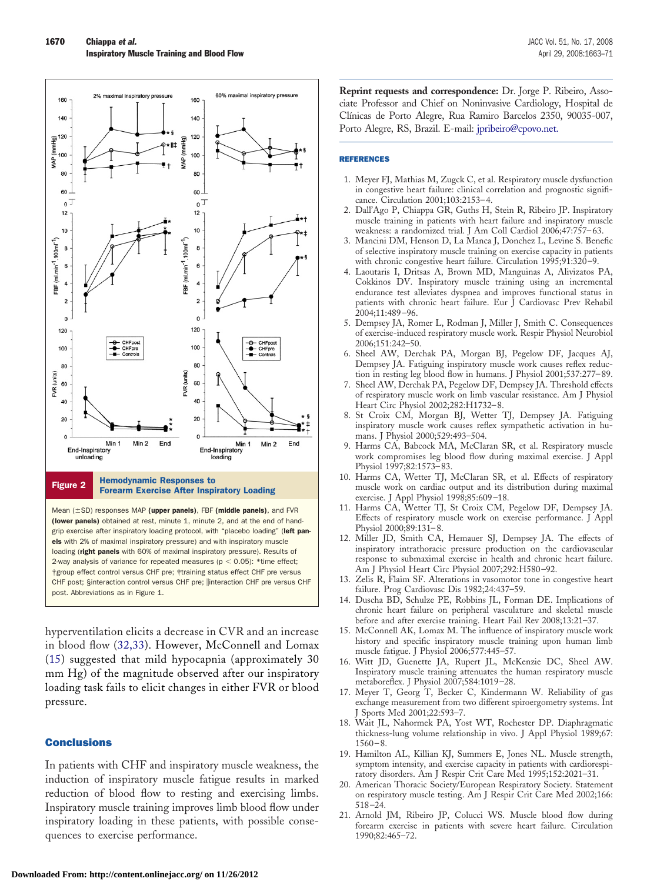**Figure 2** Hemodynamic Responses to Forearm Exercise After Inspiratory Loading

Mean (±SD) responses MAP **(upper panels)**, FBF **(middle panels)**, and FVR **(lower panels)** obtained at rest, minute 1, minute 2, and at the end of handgrip exercise after inspiratory loading protocol, with "placebo loading" (**left panels** with 2% of maximal inspiratory pressure) and with inspiratory muscle loading (**right panels** with 60% of maximal inspiratory pressure). Results of 2-way analysis of variance for repeated measures ($p < 0.05$): *time effect; †group effect control versus CHF pre; ‡training status effect CHF pre versus CHF post; §interaction control versus CHF pre; ‖interaction CHF pre versus CHF post. Abbreviations as in Figure 1.

hyperventilation elicits a decrease in CVR and an increase in blood flow (32,33). However, McConnell and Lomax (15) suggested that mild hypocapnia (approximately 30 mm Hg) of the magnitude observed after our inspiratory loading task fails to elicit changes in either FVR or blood pressure.

## Conclusions

In patients with CHF and inspiratory muscle weakness, the induction of inspiratory muscle fatigue results in marked reduction of blood flow to resting and exercising limbs. Inspiratory muscle training improves limb blood flow under inspiratory loading in these patients, with possible consequences to exercise performance.

**Reprint requests and correspondence:** Dr. Jorge P. Ribeiro, Associate Professor and Chief on Noninvasive Cardiology, Hospital de Clínicas de Porto Alegre, Rua Ramiro Barcelos 2350, 90035-007, Porto Alegre, RS, Brazil. E-mail: jpribeiro@cpovo.net.

## REFERENCES

1. Meyer FJ, Mathias M, Zugck C, et al. Respiratory muscle dysfunction in congestive heart failure: clinical correlation and prognostic significance. Circulation 2001;103:2153–4.
2. Dall'Ago P, Chiappa GR, Guths H, Stein R, Ribeiro JP. Inspiratory muscle training in patients with heart failure and inspiratory muscle weakness: a randomized trial. J Am Coll Cardiol 2006;47:757–63.
3. Mancini DM, Henson D, La Manca J, Donchez L, Levine S. Benefic of selective inspiratory muscle training on exercise capacity in patients with chronic congestive heart failure. Circulation 1995;91:320–9.
4. Laoutaris I, Dritsas A, Brown MD, Manguinas A, Alivizatos PA, Cokkinos DV. Inspiratory muscle training using an incremental endurance test alleviates dyspnea and improves functional status in patients with chronic heart failure. Eur J Cardiovasc Prev Rehabil 2004;11:489–96.
5. Dempsey JA, Romer L, Rodman J, Miller J, Smith C. Consequences of exercise-induced respiratory muscle work. Respir Physiol Neurobiol 2006;151:242–50.
6. Sheel AW, Derchak PA, Morgan BJ, Pegelow DF, Jacques AJ, Dempsey JA. Fatiguing inspiratory muscle work causes reflex reduction in resting leg blood flow in humans. J Physiol 2001;537:277–89.
7. Sheel AW, Derchak PA, Pegelow DF, Dempsey JA. Threshold effects of respiratory muscle work on limb vascular resistance. Am J Physiol Heart Circ Physiol 2002;282:H1732–8.
8. St Croix CM, Morgan BJ, Wetter TJ, Dempsey JA. Fatiguing inspiratory muscle work causes reflex sympathetic activation in humans. J Physiol 2000;529:493–504.
9. Harms CA, Babcock MA, McClaran SR, et al. Respiratory muscle work compromises leg blood flow during maximal exercise. J Appl Physiol 1997;82:1573–83.
10. Harms CA, Wetter TJ, McClaran SR, et al. Effects of respiratory muscle work on cardiac output and its distribution during maximal exercise. J Appl Physiol 1998;85:609–18.
11. Harms CA, Wetter TJ, St Croix CM, Pegelow DF, Dempsey JA. Effects of respiratory muscle work on exercise performance. J Appl Physiol 2000;89:131–8.
12. Miller JD, Smith CA, Hemauer SJ, Dempsey JA. The effects of inspiratory intrathoracic pressure production on the cardiovascular response to submaximal exercise in health and chronic heart failure. Am J Physiol Heart Circ Physiol 2007;292:H580–92.
13. Zelis R, Flaim SF. Alterations in vasomotor tone in congestive heart failure. Prog Cardiovasc Dis 1982;24:437–59.
14. Duscha BD, Schulze PE, Robbins JL, Forman DE. Implications of chronic heart failure on peripheral vasculature and skeletal muscle before and after exercise training. Heart Fail Rev 2008;13:21–37.
15. McConnell AK, Lomax M. The influence of inspiratory muscle work history and specific inspiratory muscle training upon human limb muscle fatigue. J Physiol 2006;577:445–57.
16. Witt JD, Guenette JA, Rupert JL, McKenzie DC, Sheel AW. Inspiratory muscle training attenuates the human respiratory muscle metaboreflex. J Physiol 2007;584:1019–28.
17. Meyer T, Georg T, Becker C, Kindermann W. Reliability of gas exchange measurement from two different spiroergometry systems. Int J Sports Med 2001;22:593–7.
18. Wait JL, Nahormek PA, Yost WT, Rochester DP. Diaphragmatic thickness-lung volume relationship in vivo. J Appl Physiol 1989;67:1560–8.
19. Hamilton AL, Killian KJ, Summers E, Jones NL. Muscle strength, symptom intensity, and exercise capacity in patients with cardiorespiratory disorders. Am J Respir Crit Care Med 1995;152:2021–31.
20. American Thoracic Society/European Respiratory Society. Statement on respiratory muscle testing. Am J Respir Crit Care Med 2002;166:518–24.
21. Arnold JM, Ribeiro JP, Colucci WS. Muscle blood flow during forearm exercise in patients with severe heart failure. Circulation 1990;82:465–72.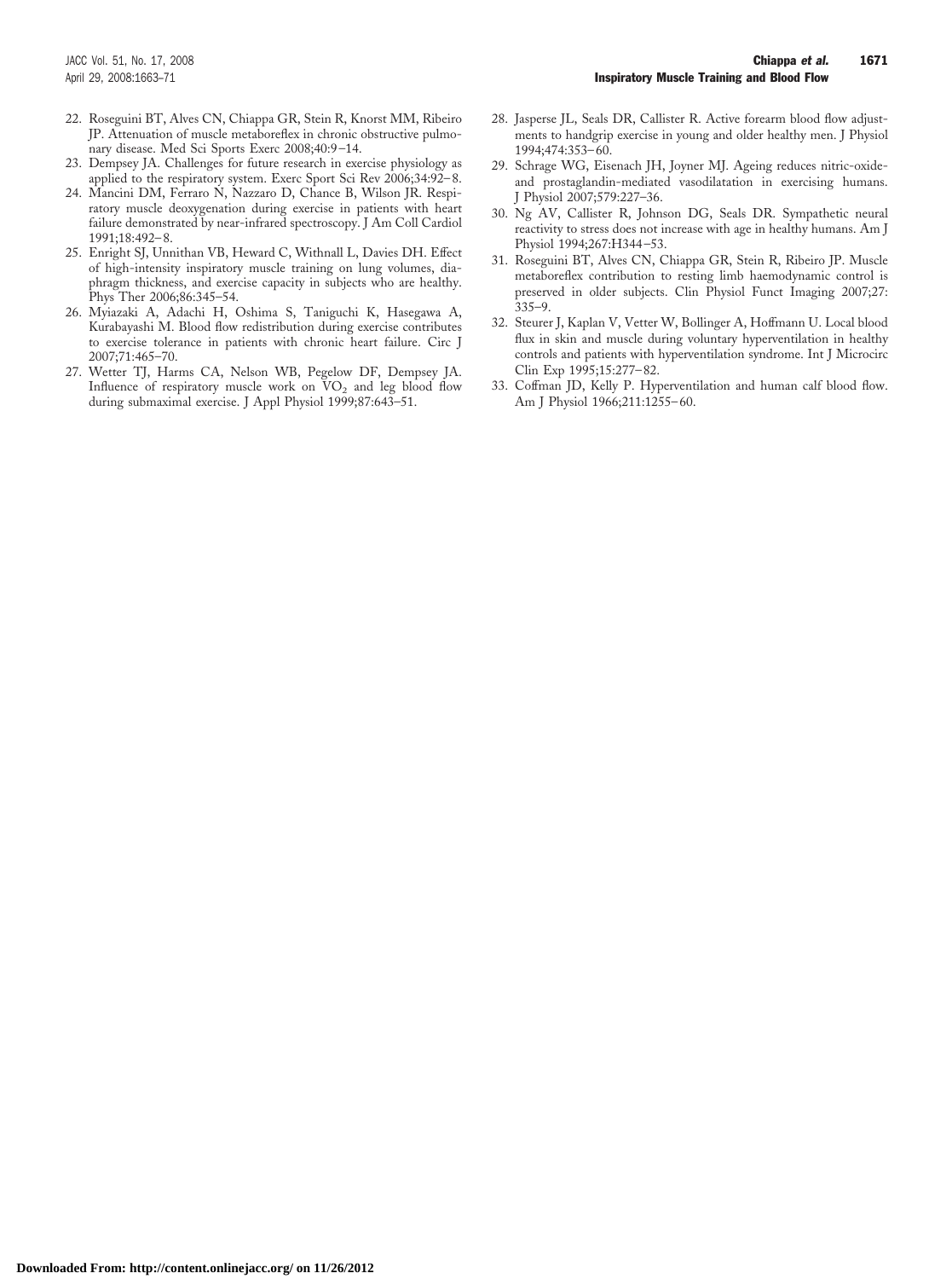22. Roseguini BT, Alves CN, Chiappa GR, Stein R, Knorst MM, Ribeiro JP. Attenuation of muscle metaboreflex in chronic obstructive pulmonary disease. Med Sci Sports Exerc 2008;40:9–14.
23. Dempsey JA. Challenges for future research in exercise physiology as applied to the respiratory system. Exerc Sport Sci Rev 2006;34:92–8.
24. Mancini DM, Ferraro N, Nazzaro D, Chance B, Wilson JR. Respiratory muscle deoxygenation during exercise in patients with heart failure demonstrated by near-infrared spectroscopy. J Am Coll Cardiol 1991;18:492–8.
25. Enright SJ, Unnithan VB, Heward C, Withnall L, Davies DH. Effect of high-intensity inspiratory muscle training on lung volumes, diaphragm thickness, and exercise capacity in subjects who are healthy. Phys Ther 2006;86:345–54.
26. Myiazaki A, Adachi H, Oshima S, Taniguchi K, Hasegawa A, Kurabayashi M. Blood flow redistribution during exercise contributes to exercise tolerance in patients with chronic heart failure. Circ J 2007;71:465–70.
27. Wetter TJ, Harms CA, Nelson WB, Pegelow DF, Dempsey JA. Influence of respiratory muscle work on $\dot{V}O_2$ and leg blood flow during submaximal exercise. J Appl Physiol 1999;87:643–51.
28. Jasperse JL, Seals DR, Callister R. Active forearm blood flow adjustments to handgrip exercise in young and older healthy men. J Physiol 1994;474:353–60.
29. Schrage WG, Eisenach JH, Joyner MJ. Ageing reduces nitric-oxide- and prostaglandin-mediated vasodilatation in exercising humans. J Physiol 2007;579:227–36.
30. Ng AV, Callister R, Johnson DG, Seals DR. Sympathetic neural reactivity to stress does not increase with age in healthy humans. Am J Physiol 1994;267:H344–53.
31. Roseguini BT, Alves CN, Chiappa GR, Stein R, Ribeiro JP. Muscle metaboreflex contribution to resting limb haemodynamic control is preserved in older subjects. Clin Physiol Funct Imaging 2007;27:335–9.
32. Steurer J, Kaplan V, Vetter W, Bollinger A, Hoffmann U. Local blood flux in skin and muscle during voluntary hyperventilation in healthy controls and patients with hyperventilation syndrome. Int J Microcirc Clin Exp 1995;15:277–82.
33. Coffman JD, Kelly P. Hyperventilation and human calf blood flow. Am J Physiol 1966;211:1255–60.